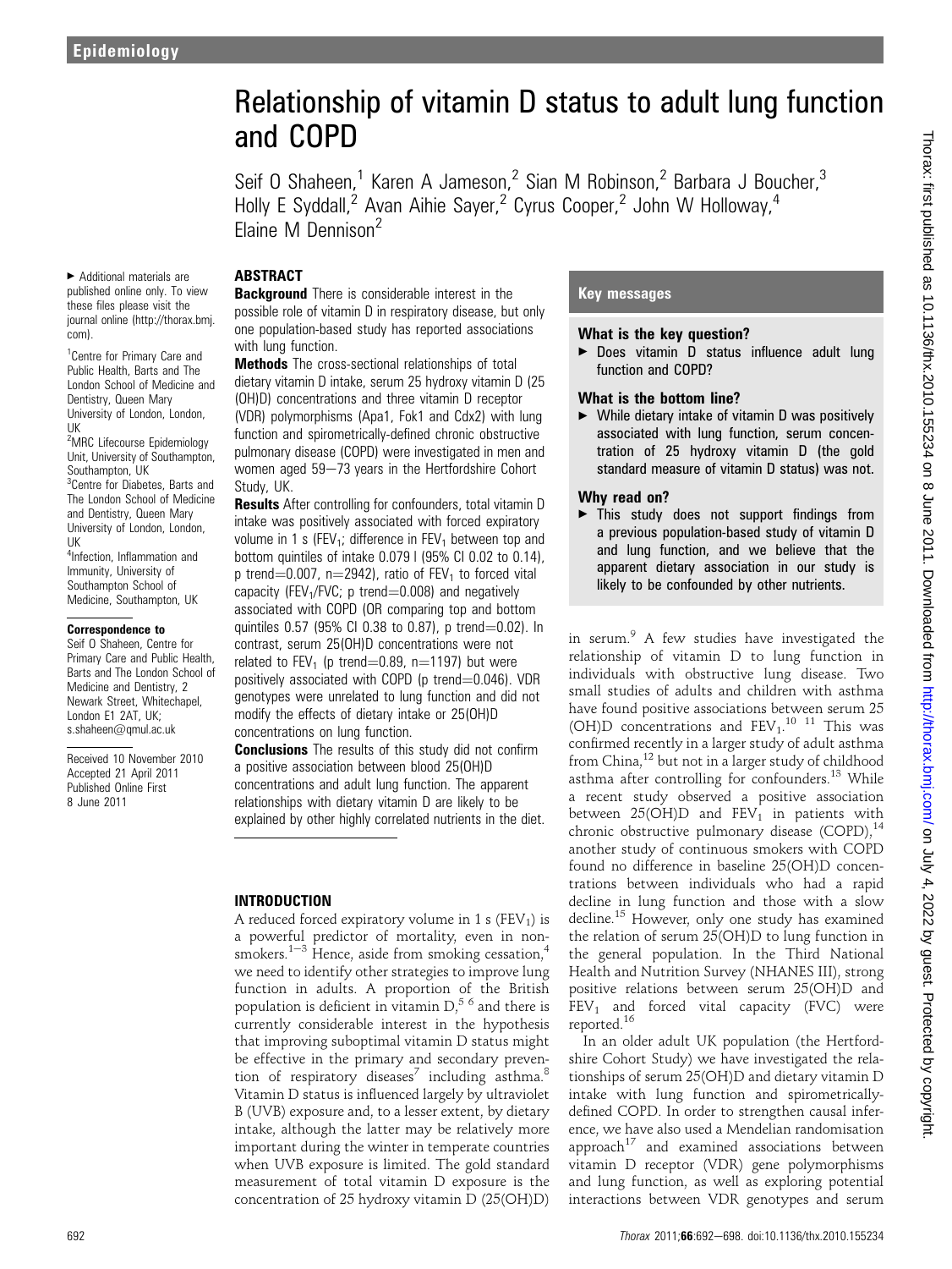# Relationship of vitamin D status to adult lung function and COPD

Seif O Shaheen,[1] Karen A Jameson,[2] Sian M Robinson,[2] Barbara J Boucher,[3] Holly E Syddall,[2] Avan Aihie Sayer,[2] Cyrus Cooper,[2] John W Holloway,[4] Elaine M Dennison[2]

► Additional materials are published online only. To view these files please visit the journal online (http://thorax.bmj.com).

[1]Centre for Primary Care and Public Health, Barts and The London School of Medicine and Dentistry, Queen Mary University of London, London, UK
[2]MRC Lifecourse Epidemiology Unit, University of Southampton, Southampton, UK
[3]Centre for Diabetes, Barts and The London School of Medicine and Dentistry, Queen Mary University of London, London, UK
[4]Infection, Inflammation and Immunity, University of Southampton School of Medicine, Southampton, UK

**Correspondence to**
Seif O Shaheen, Centre for Primary Care and Public Health, Barts and The London School of Medicine and Dentistry, 2 Newark Street, Whitechapel, London E1 2AT, UK; s.shaheen@qmul.ac.uk

Received 10 November 2010
Accepted 21 April 2011
Published Online First 8 June 2011

## ABSTRACT

**Background** There is considerable interest in the possible role of vitamin D in respiratory disease, but only one population-based study has reported associations with lung function.

**Methods** The cross-sectional relationships of total dietary vitamin D intake, serum 25 hydroxy vitamin D (25(OH)D) concentrations and three vitamin D receptor (VDR) polymorphisms (Apa1, Fok1 and Cdx2) with lung function and spirometrically-defined chronic obstructive pulmonary disease (COPD) were investigated in men and women aged 59–73 years in the Hertfordshire Cohort Study, UK.

**Results** After controlling for confounders, total vitamin D intake was positively associated with forced expiratory volume in 1 s ($FEV_1$; difference in $FEV_1$ between top and bottom quintiles of intake 0.079 l (95% CI 0.02 to 0.14), p trend=0.007, n=2942), ratio of $FEV_1$ to forced vital capacity ($FEV_1$/FVC; p trend=0.008) and negatively associated with COPD (OR comparing top and bottom quintiles 0.57 (95% CI 0.38 to 0.87), p trend=0.02). In contrast, serum 25(OH)D concentrations were not related to $FEV_1$ (p trend=0.89, n=1197) but were positively associated with COPD (p trend=0.046). VDR genotypes were unrelated to lung function and did not modify the effects of dietary intake or 25(OH)D concentrations on lung function.

**Conclusions** The results of this study did not confirm a positive association between blood 25(OH)D concentrations and adult lung function. The apparent relationships with dietary vitamin D are likely to be explained by other highly correlated nutrients in the diet.

## Key messages

### What is the key question?

► Does vitamin D status influence adult lung function and COPD?

### What is the bottom line?

► While dietary intake of vitamin D was positively associated with lung function, serum concentration of 25 hydroxy vitamin D (the gold standard measure of vitamin D status) was not.

### Why read on?

► This study does not support findings from a previous population-based study of vitamin D and lung function, and we believe that the apparent dietary association in our study is likely to be confounded by other nutrients.

## INTRODUCTION

A reduced forced expiratory volume in 1 s ($FEV_1$) is a powerful predictor of mortality, even in non-smokers.[1–3] Hence, aside from smoking cessation,[4] we need to identify other strategies to improve lung function in adults. A proportion of the British population is deficient in vitamin D,[5 6] and there is currently considerable interest in the hypothesis that improving suboptimal vitamin D status might be effective in the primary and secondary prevention of respiratory diseases[7] including asthma.[8] Vitamin D status is influenced largely by ultraviolet B (UVB) exposure and, to a lesser extent, by dietary intake, although the latter may be relatively more important during the winter in temperate countries when UVB exposure is limited. The gold standard measurement of total vitamin D exposure is the concentration of 25 hydroxy vitamin D (25(OH)D) in serum.[9] A few studies have investigated the relationship of vitamin D to lung function in individuals with obstructive lung disease. Two small studies of adults and children with asthma have found positive associations between serum 25(OH)D concentrations and $FEV_1$.[10 11] This was confirmed recently in a larger study of adult asthma from China,[12] but not in a larger study of childhood asthma after controlling for confounders.[13] While a recent study observed a positive association between 25(OH)D and $FEV_1$ in patients with chronic obstructive pulmonary disease (COPD),[14] another study of continuous smokers with COPD found no difference in baseline 25(OH)D concentrations between individuals who had a rapid decline in lung function and those with a slow decline.[15] However, only one study has examined the relation of serum 25(OH)D to lung function in the general population. In the Third National Health and Nutrition Survey (NHANES III), strong positive relations between serum 25(OH)D and $FEV_1$ and forced vital capacity (FVC) were reported.[16]

In an older adult UK population (the Hertfordshire Cohort Study) we have investigated the relationships of serum 25(OH)D and dietary vitamin D intake with lung function and spirometrically-defined COPD. In order to strengthen causal inference, we have also used a Mendelian randomisation approach[17] and examined associations between vitamin D receptor (VDR) gene polymorphisms and lung function, as well as exploring potential interactions between VDR genotypes and serum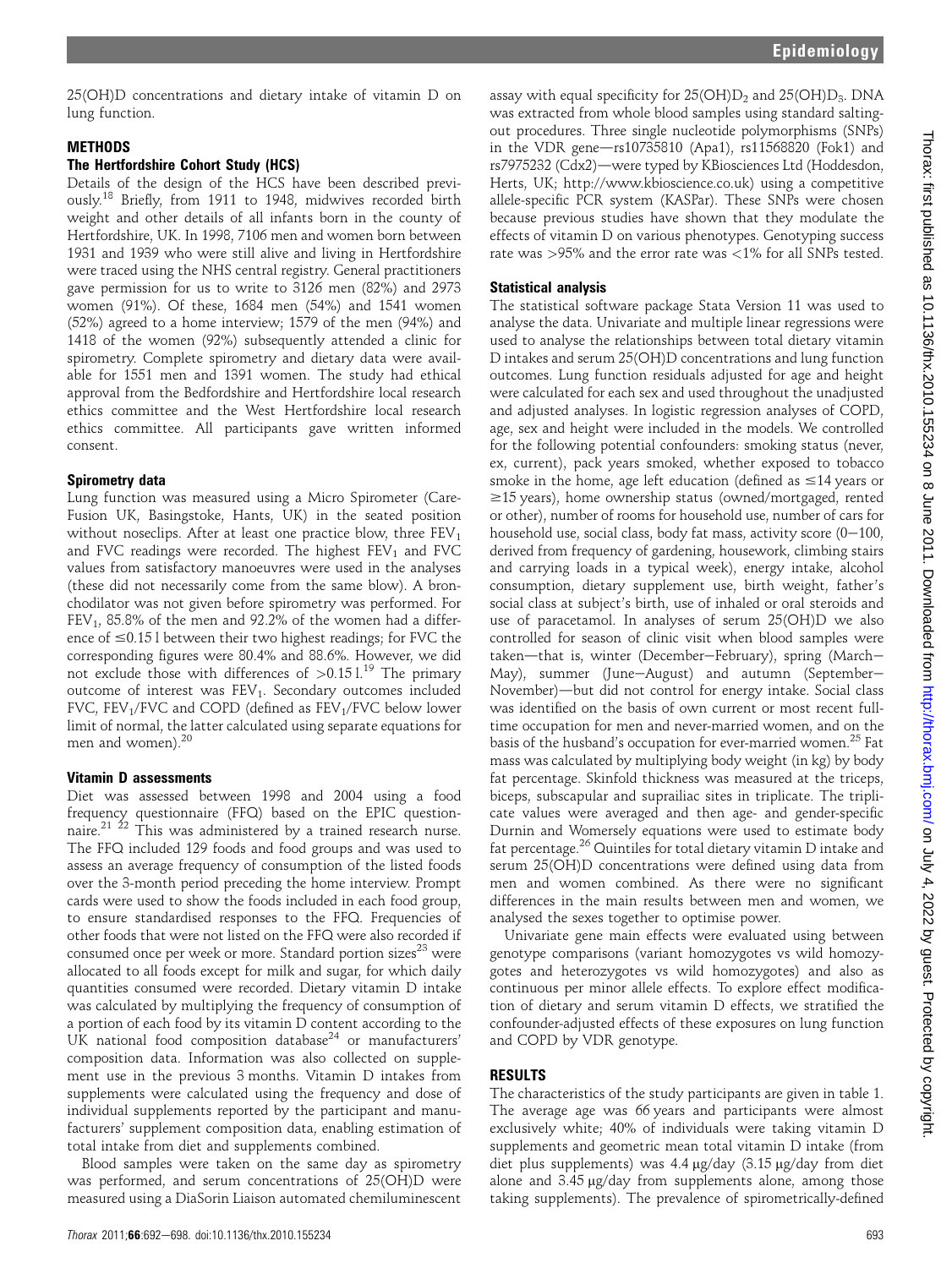25(OH)D concentrations and dietary intake of vitamin D on lung function.

## METHODS

### The Hertfordshire Cohort Study (HCS)

Details of the design of the HCS have been described previously.[18] Briefly, from 1911 to 1948, midwives recorded birth weight and other details of all infants born in the county of Hertfordshire, UK. In 1998, 7106 men and women born between 1931 and 1939 who were still alive and living in Hertfordshire were traced using the NHS central registry. General practitioners gave permission for us to write to 3126 men (82%) and 2973 women (91%). Of these, 1684 men (54%) and 1541 women (52%) agreed to a home interview; 1579 of the men (94%) and 1418 of the women (92%) subsequently attended a clinic for spirometry. Complete spirometry and dietary data were available for 1551 men and 1391 women. The study had ethical approval from the Bedfordshire and Hertfordshire local research ethics committee and the West Hertfordshire local research ethics committee. All participants gave written informed consent.

### Spirometry data

Lung function was measured using a Micro Spirometer (CareFusion UK, Basingstoke, Hants, UK) in the seated position without noseclips. After at least one practice blow, three $FEV_1$ and FVC readings were recorded. The highest $FEV_1$ and FVC values from satisfactory manoeuvres were used in the analyses (these did not necessarily come from the same blow). A bronchodilator was not given before spirometry was performed. For $FEV_1$, 85.8% of the men and 92.2% of the women had a difference of ≤0.15 l between their two highest readings; for FVC the corresponding figures were 80.4% and 88.6%. However, we did not exclude those with differences of >0.15 l.[19] The primary outcome of interest was $FEV_1$. Secondary outcomes included FVC, $FEV_1$/FVC and COPD (defined as $FEV_1$/FVC below lower limit of normal, the latter calculated using separate equations for men and women).[20]

### Vitamin D assessments

Diet was assessed between 1998 and 2004 using a food frequency questionnaire (FFQ) based on the EPIC questionnaire.[21 22] This was administered by a trained research nurse. The FFQ included 129 foods and food groups and was used to assess an average frequency of consumption of the listed foods over the 3-month period preceding the home interview. Prompt cards were used to show the foods included in each food group, to ensure standardised responses to the FFQ. Frequencies of other foods that were not listed on the FFQ were also recorded if consumed once per week or more. Standard portion sizes[23] were allocated to all foods except for milk and sugar, for which daily quantities consumed were recorded. Dietary vitamin D intake was calculated by multiplying the frequency of consumption of a portion of each food by its vitamin D content according to the UK national food composition database[24] or manufacturers' composition data. Information was also collected on supplement use in the previous 3 months. Vitamin D intakes from supplements were calculated using the frequency and dose of individual supplements reported by the participant and manufacturers' supplement composition data, enabling estimation of total intake from diet and supplements combined.

Blood samples were taken on the same day as spirometry was performed, and serum concentrations of 25(OH)D were measured using a DiaSorin Liaison automated chemiluminescent assay with equal specificity for $25(OH)D_2$ and $25(OH)D_3$. DNA was extracted from whole blood samples using standard salting-out procedures. Three single nucleotide polymorphisms (SNPs) in the VDR gene—rs10735810 (Apa1), rs11568820 (Fok1) and rs7975232 (Cdx2)—were typed by KBiosciences Ltd (Hoddesdon, Herts, UK; http://www.kbioscience.co.uk) using a competitive allele-specific PCR system (KASPar). These SNPs were chosen because previous studies have shown that they modulate the effects of vitamin D on various phenotypes. Genotyping success rate was >95% and the error rate was <1% for all SNPs tested.

### Statistical analysis

The statistical software package Stata Version 11 was used to analyse the data. Univariate and multiple linear regressions were used to analyse the relationships between total dietary vitamin D intakes and serum 25(OH)D concentrations and lung function outcomes. Lung function residuals adjusted for age and height were calculated for each sex and used throughout the unadjusted and adjusted analyses. In logistic regression analyses of COPD, age, sex and height were included in the models. We controlled for the following potential confounders: smoking status (never, ex, current), pack years smoked, whether exposed to tobacco smoke in the home, age left education (defined as ≤14 years or ≥15 years), home ownership status (owned/mortgaged, rented or other), number of rooms for household use, number of cars for household use, social class, body fat mass, activity score (0–100, derived from frequency of gardening, housework, climbing stairs and carrying loads in a typical week), energy intake, alcohol consumption, dietary supplement use, birth weight, father's social class at subject's birth, use of inhaled or oral steroids and use of paracetamol. In analyses of serum 25(OH)D we also controlled for season of clinic visit when blood samples were taken—that is, winter (December–February), spring (March–May), summer (June–August) and autumn (September–November)—but did not control for energy intake. Social class was identified on the basis of own current or most recent full-time occupation for men and never-married women, and on the basis of the husband's occupation for ever-married women.[25] Fat mass was calculated by multiplying body weight (in kg) by body fat percentage. Skinfold thickness was measured at the triceps, biceps, subscapular and suprailiac sites in triplicate. The triplicate values were averaged and then age- and gender-specific Durnin and Womersely equations were used to estimate body fat percentage.[26] Quintiles for total dietary vitamin D intake and serum 25(OH)D concentrations were defined using data from men and women combined. As there were no significant differences in the main results between men and women, we analysed the sexes together to optimise power.

Univariate gene main effects were evaluated using between genotype comparisons (variant homozygotes vs wild homozygotes and heterozygotes vs wild homozygotes) and also as continuous per minor allele effects. To explore effect modification of dietary and serum vitamin D effects, we stratified the confounder-adjusted effects of these exposures on lung function and COPD by VDR genotype.

## RESULTS

The characteristics of the study participants are given in table 1. The average age was 66 years and participants were almost exclusively white; 40% of individuals were taking vitamin D supplements and geometric mean total vitamin D intake (from diet plus supplements) was 4.4 μg/day (3.15 μg/day from diet alone and 3.45 μg/day from supplements alone, among those taking supplements). The prevalence of spirometrically-defined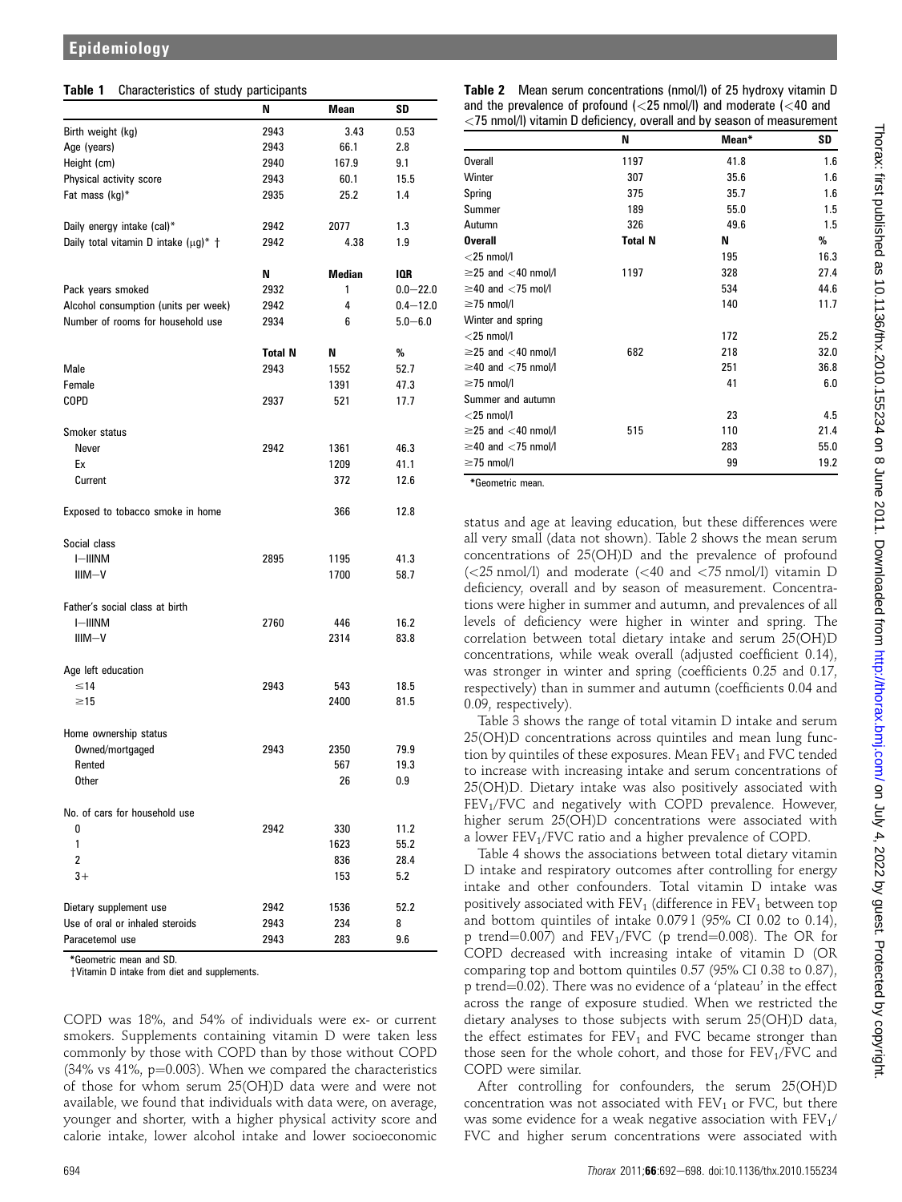**Table 1** Characteristics of study participants

| | N | Mean | SD |
|---|---|---|---|
| Birth weight (kg) | 2943 | 3.43 | 0.53 |
| Age (years) | 2943 | 66.1 | 2.8 |
| Height (cm) | 2940 | 167.9 | 9.1 |
| Physical activity score | 2943 | 60.1 | 15.5 |
| Fat mass (kg)* | 2935 | 25.2 | 1.4 |
| Daily energy intake (cal)* | 2942 | 2077 | 1.3 |
| Daily total vitamin D intake (μg)* † | 2942 | 4.38 | 1.9 |
| | **N** | **Median** | **IQR** |
| Pack years smoked | 2932 | 1 | 0.0–22.0 |
| Alcohol consumption (units per week) | 2942 | 4 | 0.4–12.0 |
| Number of rooms for household use | 2934 | 6 | 5.0–6.0 |
| | **Total N** | **N** | **%** |
| Male | 2943 | 1552 | 52.7 |
| Female | | 1391 | 47.3 |
| COPD | 2937 | 521 | 17.7 |
| Smoker status | | | |
| Never | 2942 | 1361 | 46.3 |
| Ex | | 1209 | 41.1 |
| Current | | 372 | 12.6 |
| Exposed to tobacco smoke in home | | 366 | 12.8 |
| Social class | | | |
| I–IIINM | 2895 | 1195 | 41.3 |
| IIIM–V | | 1700 | 58.7 |
| Father's social class at birth | | | |
| I–IIINM | 2760 | 446 | 16.2 |
| IIIM–V | | 2314 | 83.8 |
| Age left education | | | |
| ≤14 | 2943 | 543 | 18.5 |
| ≥15 | | 2400 | 81.5 |
| Home ownership status | | | |
| Owned/mortgaged | 2943 | 2350 | 79.9 |
| Rented | | 567 | 19.3 |
| Other | | 26 | 0.9 |
| No. of cars for household use | | | |
| 0 | 2942 | 330 | 11.2 |
| 1 | | 1623 | 55.2 |
| 2 | | 836 | 28.4 |
| 3+ | | 153 | 5.2 |
| Dietary supplement use | 2942 | 1536 | 52.2 |
| Use of oral or inhaled steroids | 2943 | 234 | 8 |
| Paracetemol use | 2943 | 283 | 9.6 |

*Geometric mean and SD.
†Vitamin D intake from diet and supplements.

COPD was 18%, and 54% of individuals were ex- or current smokers. Supplements containing vitamin D were taken less commonly by those with COPD than by those without COPD (34% vs 41%, p=0.003). When we compared the characteristics of those for whom serum 25(OH)D data were and were not available, we found that individuals with data were, on average, younger and shorter, with a higher physical activity score and calorie intake, lower alcohol intake and lower socioeconomic status and age at leaving education, but these differences were all very small (data not shown). Table 2 shows the mean serum concentrations of 25(OH)D and the prevalence of profound (<25 nmol/l) and moderate (<40 and <75 nmol/l) vitamin D deficiency, overall and by season of measurement. Concentrations were higher in summer and autumn, and prevalences of all levels of deficiency were higher in winter and spring. The correlation between total dietary intake and serum 25(OH)D concentrations, while weak overall (adjusted coefficient 0.14), was stronger in winter and spring (coefficients 0.25 and 0.17, respectively) than in summer and autumn (coefficients 0.04 and 0.09, respectively).

**Table 2** Mean serum concentrations (nmol/l) of 25 hydroxy vitamin D and the prevalence of profound (<25 nmol/l) and moderate (<40 and <75 nmol/l) vitamin D deficiency, overall and by season of measurement

| | N | Mean* | SD |
|---|---|---|---|
| Overall | 1197 | 41.8 | 1.6 |
| Winter | 307 | 35.6 | 1.6 |
| Spring | 375 | 35.7 | 1.6 |
| Summer | 189 | 55.0 | 1.5 |
| Autumn | 326 | 49.6 | 1.5 |
| **Overall** | **Total N** | **N** | **%** |
| <25 nmol/l | | 195 | 16.3 |
| ≥25 and <40 nmol/l | 1197 | 328 | 27.4 |
| ≥40 and <75 mol/l | | 534 | 44.6 |
| ≥75 nmol/l | | 140 | 11.7 |
| Winter and spring | | | |
| <25 nmol/l | | 172 | 25.2 |
| ≥25 and <40 nmol/l | 682 | 218 | 32.0 |
| ≥40 and <75 nmol/l | | 251 | 36.8 |
| ≥75 nmol/l | | 41 | 6.0 |
| Summer and autumn | | | |
| <25 nmol/l | | 23 | 4.5 |
| ≥25 and <40 nmol/l | 515 | 110 | 21.4 |
| ≥40 and <75 nmol/l | | 283 | 55.0 |
| ≥75 nmol/l | | 99 | 19.2 |

*Geometric mean.

Table 3 shows the range of total vitamin D intake and serum 25(OH)D concentrations across quintiles and mean lung function by quintiles of these exposures. Mean $FEV_1$ and FVC tended to increase with increasing intake and serum concentrations of 25(OH)D. Dietary intake was also positively associated with $FEV_1$/FVC and negatively with COPD prevalence. However, higher serum 25(OH)D concentrations were associated with a lower $FEV_1$/FVC ratio and a higher prevalence of COPD.

Table 4 shows the associations between total dietary vitamin D intake and respiratory outcomes after controlling for energy intake and other confounders. Total vitamin D intake was positively associated with $FEV_1$ (difference in $FEV_1$ between top and bottom quintiles of intake 0.079 l (95% CI 0.02 to 0.14), p trend=0.007) and $FEV_1$/FVC (p trend=0.008). The OR for COPD decreased with increasing intake of vitamin D (OR comparing top and bottom quintiles 0.57 (95% CI 0.38 to 0.87), p trend=0.02). There was no evidence of a 'plateau' in the effect across the range of exposure studied. When we restricted the dietary analyses to those subjects with serum 25(OH)D data, the effect estimates for $FEV_1$ and FVC became stronger than those seen for the whole cohort, and those for $FEV_1$/FVC and COPD were similar.

After controlling for confounders, the serum 25(OH)D concentration was not associated with $FEV_1$ or FVC, but there was some evidence for a weak negative association with $FEV_1$/FVC and higher serum concentrations were associated with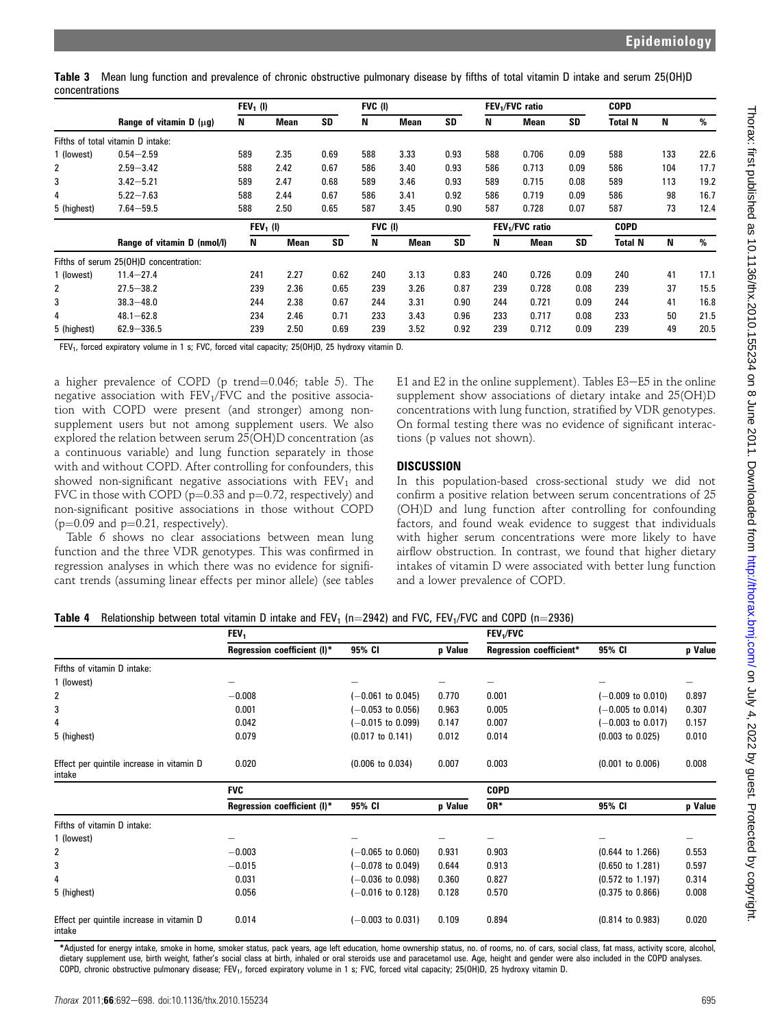**Table 3** Mean lung function and prevalence of chronic obstructive pulmonary disease by fifths of total vitamin D intake and serum 25(OH)D concentrations

| | Range of vitamin D (μg) | $FEV_1$ (l) | | | FVC (l) | | | $FEV_1$/FVC ratio | | | COPD | | |
|---|---|---|---|---|---|---|---|---|---|---|---|---|---|
| | | N | Mean | SD | N | Mean | SD | N | Mean | SD | Total N | N | % |
| Fifths of total vitamin D intake: | | | | | | | | | | | | | |
| 1 (lowest) | 0.54−2.59 | 589 | 2.35 | 0.69 | 588 | 3.33 | 0.93 | 588 | 0.706 | 0.09 | 588 | 133 | 22.6 |
| 2 | 2.59−3.42 | 588 | 2.42 | 0.67 | 586 | 3.40 | 0.93 | 586 | 0.713 | 0.09 | 586 | 104 | 17.7 |
| 3 | 3.42−5.21 | 589 | 2.47 | 0.68 | 589 | 3.46 | 0.93 | 589 | 0.715 | 0.08 | 589 | 113 | 19.2 |
| 4 | 5.22−7.63 | 588 | 2.44 | 0.67 | 586 | 3.41 | 0.92 | 586 | 0.719 | 0.09 | 586 | 98 | 16.7 |
| 5 (highest) | 7.64−59.5 | 588 | 2.50 | 0.65 | 587 | 3.45 | 0.90 | 587 | 0.728 | 0.07 | 587 | 73 | 12.4 |
| | **Range of vitamin D (nmol/l)** | **N** | **Mean** | **SD** | **N** | **Mean** | **SD** | **N** | **Mean** | **SD** | **Total N** | **N** | **%** |
| Fifths of serum 25(OH)D concentration: | | | | | | | | | | | | | |
| 1 (lowest) | 11.4−27.4 | 241 | 2.27 | 0.62 | 240 | 3.13 | 0.83 | 240 | 0.726 | 0.09 | 240 | 41 | 17.1 |
| 2 | 27.5−38.2 | 239 | 2.36 | 0.65 | 239 | 3.26 | 0.87 | 239 | 0.728 | 0.08 | 239 | 37 | 15.5 |
| 3 | 38.3−48.0 | 244 | 2.38 | 0.67 | 244 | 3.31 | 0.90 | 244 | 0.721 | 0.09 | 244 | 41 | 16.8 |
| 4 | 48.1−62.8 | 234 | 2.46 | 0.71 | 233 | 3.43 | 0.96 | 233 | 0.717 | 0.08 | 233 | 50 | 21.5 |
| 5 (highest) | 62.9−336.5 | 239 | 2.50 | 0.69 | 239 | 3.52 | 0.92 | 239 | 0.712 | 0.09 | 239 | 49 | 20.5 |

$FEV_1$, forced expiratory volume in 1 s; FVC, forced vital capacity; 25(OH)D, 25 hydroxy vitamin D.

a higher prevalence of COPD (p trend=0.046; table 5). The negative association with $FEV_1$/FVC and the positive association with COPD were present (and stronger) among non-supplement users but not among supplement users. We also explored the relation between serum 25(OH)D concentration (as a continuous variable) and lung function separately in those with and without COPD. After controlling for confounders, this showed non-significant negative associations with $FEV_1$ and FVC in those with COPD (p=0.33 and p=0.72, respectively) and non-significant positive associations in those without COPD (p=0.09 and p=0.21, respectively).

Table 6 shows no clear associations between mean lung function and the three VDR genotypes. This was confirmed in regression analyses in which there was no evidence for significant trends (assuming linear effects per minor allele) (see tables E1 and E2 in the online supplement). Tables E3−E5 in the online supplement show associations of dietary intake and 25(OH)D concentrations with lung function, stratified by VDR genotypes. On formal testing there was no evidence of significant interactions (p values not shown).

## DISCUSSION

In this population-based cross-sectional study we did not confirm a positive relation between serum concentrations of 25 (OH)D and lung function after controlling for confounding factors, and found weak evidence to suggest that individuals with higher serum concentrations were more likely to have airflow obstruction. In contrast, we found that higher dietary intakes of vitamin D were associated with better lung function and a lower prevalence of COPD.

**Table 4** Relationship between total vitamin D intake and $FEV_1$ (n=2942) and FVC, $FEV_1$/FVC and COPD (n=2936)

| | $FEV_1$ | | | $FEV_1$/FVC | | |
|---|---|---|---|---|---|---|
| | Regression coefficient (l)* | 95% CI | p Value | Regression coefficient* | 95% CI | p Value |
| Fifths of vitamin D intake: | | | | | | |
| 1 (lowest) | – | – | – | – | – | – |
| 2 | −0.008 | (−0.061 to 0.045) | 0.770 | 0.001 | (−0.009 to 0.010) | 0.897 |
| 3 | 0.001 | (−0.053 to 0.056) | 0.963 | 0.005 | (−0.005 to 0.014) | 0.307 |
| 4 | 0.042 | (−0.015 to 0.099) | 0.147 | 0.007 | (−0.003 to 0.017) | 0.157 |
| 5 (highest) | 0.079 | (0.017 to 0.141) | 0.012 | 0.014 | (0.003 to 0.025) | 0.010 |
| Effect per quintile increase in vitamin D intake | 0.020 | (0.006 to 0.034) | 0.007 | 0.003 | (0.001 to 0.006) | 0.008 |
| | **FVC** | | | **COPD** | | |
| | **Regression coefficient (l)*** | **95% CI** | **p Value** | **OR*** | **95% CI** | **p Value** |
| Fifths of vitamin D intake: | | | | | | |
| 1 (lowest) | – | – | – | – | – | – |
| 2 | −0.003 | (−0.065 to 0.060) | 0.931 | 0.903 | (0.644 to 1.266) | 0.553 |
| 3 | −0.015 | (−0.078 to 0.049) | 0.644 | 0.913 | (0.650 to 1.281) | 0.597 |
| 4 | 0.031 | (−0.036 to 0.098) | 0.360 | 0.827 | (0.572 to 1.197) | 0.314 |
| 5 (highest) | 0.056 | (−0.016 to 0.128) | 0.128 | 0.570 | (0.375 to 0.866) | 0.008 |
| Effect per quintile increase in vitamin D intake | 0.014 | (−0.003 to 0.031) | 0.109 | 0.894 | (0.814 to 0.983) | 0.020 |

*Adjusted for energy intake, smoke in home, smoker status, pack years, age left education, home ownership status, no. of rooms, no. of cars, social class, fat mass, activity score, alcohol, dietary supplement use, birth weight, father's social class at birth, inhaled or oral steroids use and paracetamol use. Age, height and gender were also included in the COPD analyses.
COPD, chronic obstructive pulmonary disease; $FEV_1$, forced expiratory volume in 1 s; FVC, forced vital capacity; 25(OH)D, 25 hydroxy vitamin D.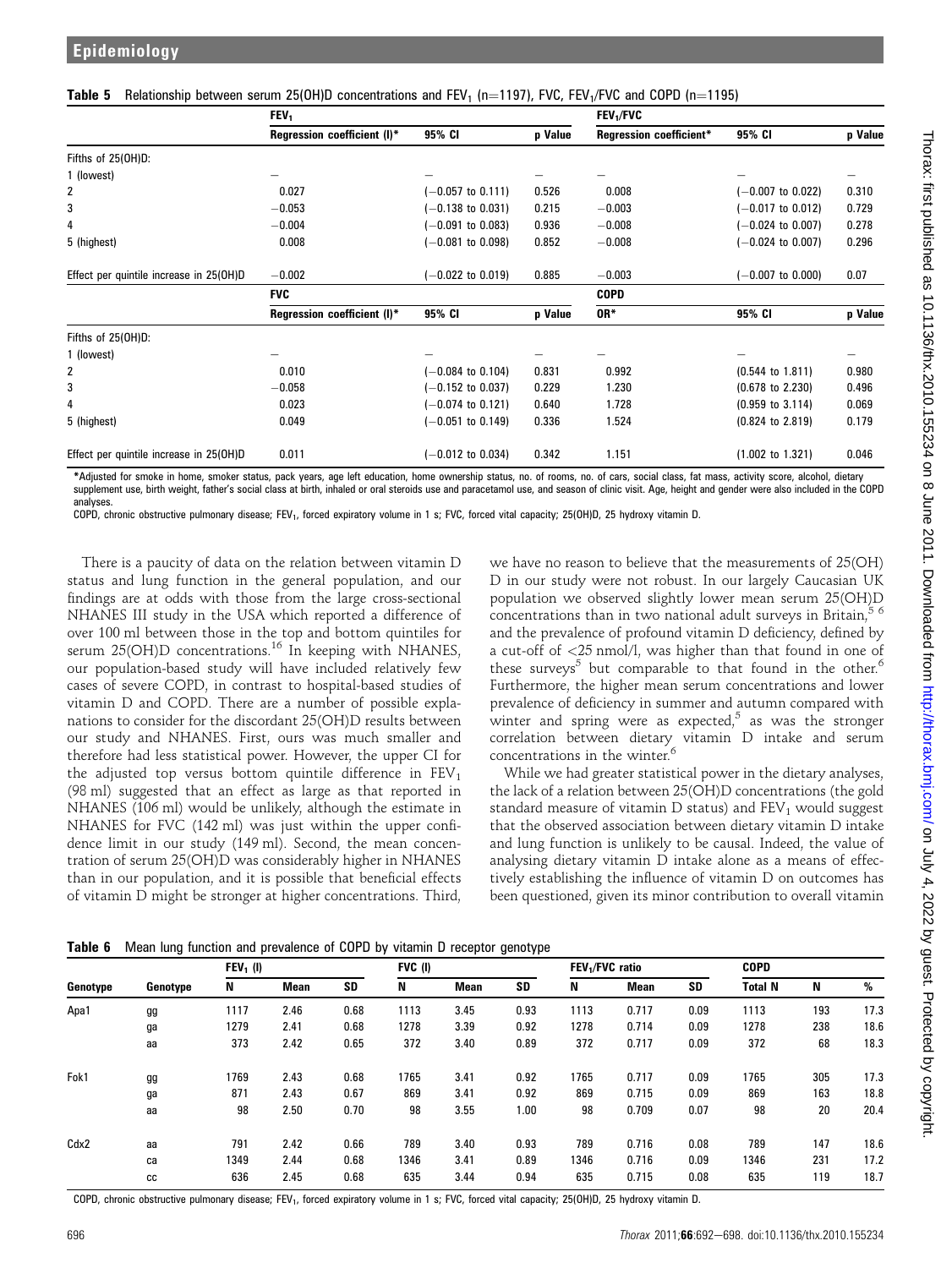**Table 5** Relationship between serum 25(OH)D concentrations and $FEV_1$ (n=1197), FVC, $FEV_1$/FVC and COPD (n=1195)

| | $FEV_1$ | | | $FEV_1$/FVC | | |
|---|---|---|---|---|---|---|
| | Regression coefficient (l)* | 95% CI | p Value | Regression coefficient* | 95% CI | p Value |
| Fifths of 25(OH)D: | | | | | | |
| 1 (lowest) | – | – | – | – | – | – |
| 2 | 0.027 | (−0.057 to 0.111) | 0.526 | 0.008 | (−0.007 to 0.022) | 0.310 |
| 3 | −0.053 | (−0.138 to 0.031) | 0.215 | −0.003 | (−0.017 to 0.012) | 0.729 |
| 4 | −0.004 | (−0.091 to 0.083) | 0.936 | −0.008 | (−0.024 to 0.007) | 0.278 |
| 5 (highest) | 0.008 | (−0.081 to 0.098) | 0.852 | −0.008 | (−0.024 to 0.007) | 0.296 |
| Effect per quintile increase in 25(OH)D | −0.002 | (−0.022 to 0.019) | 0.885 | −0.003 | (−0.007 to 0.000) | 0.07 |
| | **FVC** | | | **COPD** | | |
| | Regression coefficient (l)* | 95% CI | p Value | OR* | 95% CI | p Value |
| Fifths of 25(OH)D: | | | | | | |
| 1 (lowest) | – | – | – | – | – | – |
| 2 | 0.010 | (−0.084 to 0.104) | 0.831 | 0.992 | (0.544 to 1.811) | 0.980 |
| 3 | −0.058 | (−0.152 to 0.037) | 0.229 | 1.230 | (0.678 to 2.230) | 0.496 |
| 4 | 0.023 | (−0.074 to 0.121) | 0.640 | 1.728 | (0.959 to 3.114) | 0.069 |
| 5 (highest) | 0.049 | (−0.051 to 0.149) | 0.336 | 1.524 | (0.824 to 2.819) | 0.179 |
| Effect per quintile increase in 25(OH)D | 0.011 | (−0.012 to 0.034) | 0.342 | 1.151 | (1.002 to 1.321) | 0.046 |

*Adjusted for smoke in home, smoker status, pack years, age left education, home ownership status, no. of rooms, no. of cars, social class, fat mass, activity score, alcohol, dietary supplement use, birth weight, father's social class at birth, inhaled or oral steroids use and paracetamol use, and season of clinic visit. Age, height and gender were also included in the COPD analyses.
COPD, chronic obstructive pulmonary disease; $FEV_1$, forced expiratory volume in 1 s; FVC, forced vital capacity; 25(OH)D, 25 hydroxy vitamin D.

There is a paucity of data on the relation between vitamin D status and lung function in the general population, and our findings are at odds with those from the large cross-sectional NHANES III study in the USA which reported a difference of over 100 ml between those in the top and bottom quintiles for serum 25(OH)D concentrations.[16] In keeping with NHANES, our population-based study will have included relatively few cases of severe COPD, in contrast to hospital-based studies of vitamin D and COPD. There are a number of possible explanations to consider for the discordant 25(OH)D results between our study and NHANES. First, ours was much smaller and therefore had less statistical power. However, the upper CI for the adjusted top versus bottom quintile difference in $FEV_1$ (98 ml) suggested that an effect as large as that reported in NHANES (106 ml) would be unlikely, although the estimate in NHANES for FVC (142 ml) was just within the upper confidence limit in our study (149 ml). Second, the mean concentration of serum 25(OH)D was considerably higher in NHANES than in our population, and it is possible that beneficial effects of vitamin D might be stronger at higher concentrations. Third, we have no reason to believe that the measurements of 25(OH) D in our study were not robust. In our largely Caucasian UK population we observed slightly lower mean serum 25(OH)D concentrations than in two national adult surveys in Britain,[5 6] and the prevalence of profound vitamin D deficiency, defined by a cut-off of <25 nmol/l, was higher than that found in one of these surveys[5] but comparable to that found in the other.[6] Furthermore, the higher mean serum concentrations and lower prevalence of deficiency in summer and autumn compared with winter and spring were as expected,[5] as was the stronger correlation between dietary vitamin D intake and serum concentrations in the winter.[6]

While we had greater statistical power in the dietary analyses, the lack of a relation between 25(OH)D concentrations (the gold standard measure of vitamin D status) and $FEV_1$ would suggest that the observed association between dietary vitamin D intake and lung function is unlikely to be causal. Indeed, the value of analysing dietary vitamin D intake alone as a means of effectively establishing the influence of vitamin D on outcomes has been questioned, given its minor contribution to overall vitamin

**Table 6** Mean lung function and prevalence of COPD by vitamin D receptor genotype

| | | $FEV_1$ (l) | | | FVC (l) | | | $FEV_1$/FVC ratio | | | COPD | | |
|---|---|---|---|---|---|---|---|---|---|---|---|---|---|
| Genotype | Genotype | N | Mean | SD | N | Mean | SD | N | Mean | SD | Total N | N | % |
| Apa1 | gg | 1117 | 2.46 | 0.68 | 1113 | 3.45 | 0.93 | 1113 | 0.717 | 0.09 | 1113 | 193 | 17.3 |
| | ga | 1279 | 2.41 | 0.68 | 1278 | 3.39 | 0.92 | 1278 | 0.714 | 0.09 | 1278 | 238 | 18.6 |
| | aa | 373 | 2.42 | 0.65 | 372 | 3.40 | 0.89 | 372 | 0.717 | 0.09 | 372 | 68 | 18.3 |
| Fok1 | gg | 1769 | 2.43 | 0.68 | 1765 | 3.41 | 0.92 | 1765 | 0.717 | 0.09 | 1765 | 305 | 17.3 |
| | ga | 871 | 2.43 | 0.67 | 869 | 3.41 | 0.92 | 869 | 0.715 | 0.09 | 869 | 163 | 18.8 |
| | aa | 98 | 2.50 | 0.70 | 98 | 3.55 | 1.00 | 98 | 0.709 | 0.07 | 98 | 20 | 20.4 |
| Cdx2 | aa | 791 | 2.42 | 0.66 | 789 | 3.40 | 0.93 | 789 | 0.716 | 0.08 | 789 | 147 | 18.6 |
| | ca | 1349 | 2.44 | 0.68 | 1346 | 3.41 | 0.89 | 1346 | 0.716 | 0.09 | 1346 | 231 | 17.2 |
| | cc | 636 | 2.45 | 0.68 | 635 | 3.44 | 0.94 | 635 | 0.715 | 0.08 | 635 | 119 | 18.7 |

COPD, chronic obstructive pulmonary disease; $FEV_1$, forced expiratory volume in 1 s; FVC, forced vital capacity; 25(OH)D, 25 hydroxy vitamin D.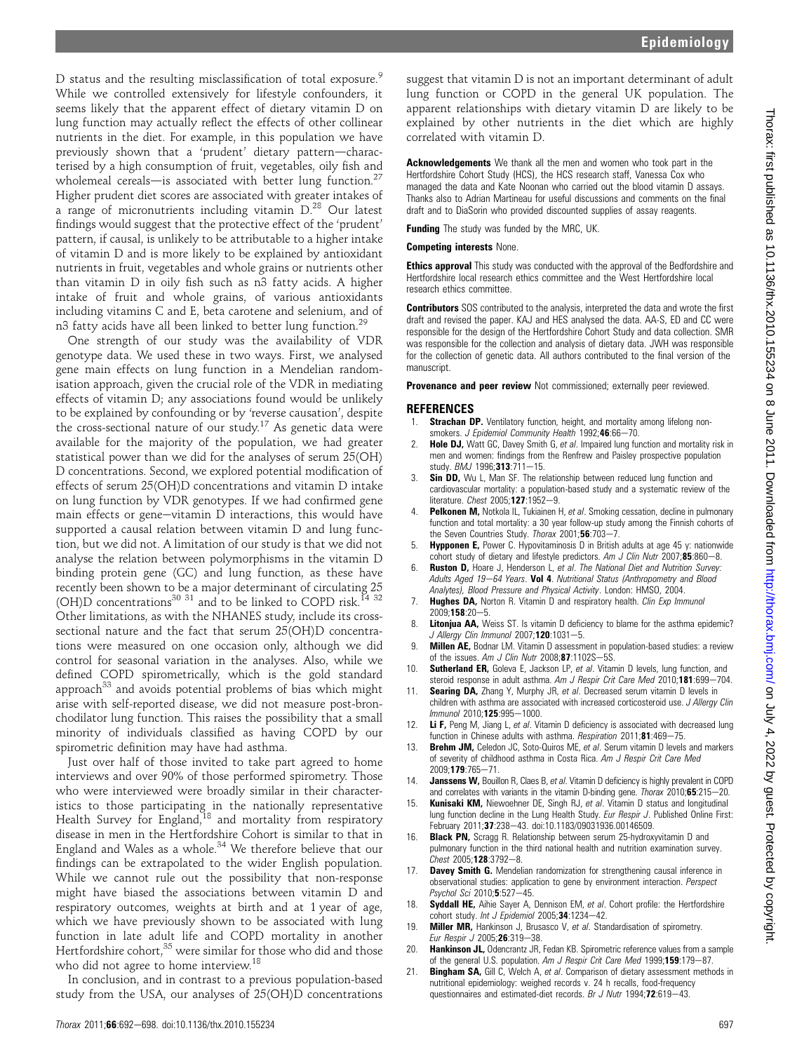D status and the resulting misclassification of total exposure.[9] While we controlled extensively for lifestyle confounders, it seems likely that the apparent effect of dietary vitamin D on lung function may actually reflect the effects of other collinear nutrients in the diet. For example, in this population we have previously shown that a 'prudent' dietary pattern—characterised by a high consumption of fruit, vegetables, oily fish and wholemeal cereals—is associated with better lung function.[27] Higher prudent diet scores are associated with greater intakes of a range of micronutrients including vitamin D.[28] Our latest findings would suggest that the protective effect of the 'prudent' pattern, if causal, is unlikely to be attributable to a higher intake of vitamin D and is more likely to be explained by antioxidant nutrients in fruit, vegetables and whole grains or nutrients other than vitamin D in oily fish such as n3 fatty acids. A higher intake of fruit and whole grains, of various antioxidants including vitamins C and E, beta carotene and selenium, and of n3 fatty acids have all been linked to better lung function.[29]

One strength of our study was the availability of VDR genotype data. We used these in two ways. First, we analysed gene main effects on lung function in a Mendelian randomisation approach, given the crucial role of the VDR in mediating effects of vitamin D; any associations found would be unlikely to be explained by confounding or by 'reverse causation', despite the cross-sectional nature of our study.[17] As genetic data were available for the majority of the population, we had greater statistical power than we did for the analyses of serum 25(OH) D concentrations. Second, we explored potential modification of effects of serum 25(OH)D concentrations and vitamin D intake on lung function by VDR genotypes. If we had confirmed gene main effects or gene–vitamin D interactions, this would have supported a causal relation between vitamin D and lung function, but we did not. A limitation of our study is that we did not analyse the relation between polymorphisms in the vitamin D binding protein gene (GC) and lung function, as these have recently been shown to be a major determinant of circulating 25 (OH)D concentrations[30 31] and to be linked to COPD risk.[14 32] Other limitations, as with the NHANES study, include its cross-sectional nature and the fact that serum 25(OH)D concentrations were measured on one occasion only, although we did control for seasonal variation in the analyses. Also, while we defined COPD spirometrically, which is the gold standard approach[33] and avoids potential problems of bias which might arise with self-reported disease, we did not measure post-bronchodilator lung function. This raises the possibility that a small minority of individuals classified as having COPD by our spirometric definition may have had asthma.

Just over half of those invited to take part agreed to home interviews and over 90% of those performed spirometry. Those who were interviewed were broadly similar in their characteristics to those participating in the nationally representative Health Survey for England,[18] and mortality from respiratory disease in men in the Hertfordshire Cohort is similar to that in England and Wales as a whole.[34] We therefore believe that our findings can be extrapolated to the wider English population. While we cannot rule out the possibility that non-response might have biased the associations between vitamin D and respiratory outcomes, weights at birth and at 1 year of age, which we have previously shown to be associated with lung function in late adult life and COPD mortality in another Hertfordshire cohort,[35] were similar for those who did and those who did not agree to home interview.[18]

In conclusion, and in contrast to a previous population-based study from the USA, our analyses of 25(OH)D concentrations suggest that vitamin D is not an important determinant of adult lung function or COPD in the general UK population. The apparent relationships with dietary vitamin D are likely to be explained by other nutrients in the diet which are highly correlated with vitamin D.

**Acknowledgements** We thank all the men and women who took part in the Hertfordshire Cohort Study (HCS), the HCS research staff, Vanessa Cox who managed the data and Kate Noonan who carried out the blood vitamin D assays. Thanks also to Adrian Martineau for useful discussions and comments on the final draft and to DiaSorin who provided discounted supplies of assay reagents.

**Funding** The study was funded by the MRC, UK.

**Competing interests** None.

**Ethics approval** This study was conducted with the approval of the Bedfordshire and Hertfordshire local research ethics committee and the West Hertfordshire local research ethics committee.

**Contributors** SOS contributed to the analysis, interpreted the data and wrote the first draft and revised the paper. KAJ and HES analysed the data. AA-S, ED and CC were responsible for the design of the Hertfordshire Cohort Study and data collection. SMR was responsible for the collection and analysis of dietary data. JWH was responsible for the collection of genetic data. All authors contributed to the final version of the manuscript.

**Provenance and peer review** Not commissioned; externally peer reviewed.

## REFERENCES

1. **Strachan DP.** Ventilatory function, height, and mortality among lifelong non-smokers. *J Epidemiol Community Health* 1992;**46**:66–70.
2. **Hole DJ,** Watt GC, Davey Smith G, *et al*. Impaired lung function and mortality risk in men and women: findings from the Renfrew and Paisley prospective population study. *BMJ* 1996;**313**:711–15.
3. **Sin DD,** Wu L, Man SF. The relationship between reduced lung function and cardiovascular mortality: a population-based study and a systematic review of the literature. *Chest* 2005;**127**:1952–9.
4. **Pelkonen M,** Notkola IL, Tukiainen H, *et al*. Smoking cessation, decline in pulmonary function and total mortality: a 30 year follow-up study among the Finnish cohorts of the Seven Countries Study. *Thorax* 2001;**56**:703–7.
5. **Hypponen E,** Power C. Hypovitaminosis D in British adults at age 45 y: nationwide cohort study of dietary and lifestyle predictors. *Am J Clin Nutr* 2007;**85**:860–8.
6. **Ruston D,** Hoare J, Henderson L, *et al*. *The National Diet and Nutrition Survey: Adults Aged 19–64 Years*. **Vol 4**. *Nutritional Status (Anthropometry and Blood Analytes), Blood Pressure and Physical Activity*. London: HMSO, 2004.
7. **Hughes DA,** Norton R. Vitamin D and respiratory health. *Clin Exp Immunol* 2009;**158**:20–5.
8. **Litonjua AA,** Weiss ST. Is vitamin D deficiency to blame for the asthma epidemic? *J Allergy Clin Immunol* 2007;**120**:1031–5.
9. **Millen AE,** Bodnar LM. Vitamin D assessment in population-based studies: a review of the issues. *Am J Clin Nutr* 2008;**87**:1102S–5S.
10. **Sutherland ER,** Goleva E, Jackson LP, *et al*. Vitamin D levels, lung function, and steroid response in adult asthma. *Am J Respir Crit Care Med* 2010;**181**:699–704.
11. **Searing DA,** Zhang Y, Murphy JR, *et al*. Decreased serum vitamin D levels in children with asthma are associated with increased corticosteroid use. *J Allergy Clin Immunol* 2010;**125**:995–1000.
12. **Li F,** Peng M, Jiang L, *et al*. Vitamin D deficiency is associated with decreased lung function in Chinese adults with asthma. *Respiration* 2011;**81**:469–75.
13. **Brehm JM,** Celedon JC, Soto-Quiros ME, *et al*. Serum vitamin D levels and markers of severity of childhood asthma in Costa Rica. *Am J Respir Crit Care Med* 2009;**179**:765–71.
14. **Janssens W,** Bouillon R, Claes B, *et al*. Vitamin D deficiency is highly prevalent in COPD and correlates with variants in the vitamin D-binding gene. *Thorax* 2010;**65**:215–20.
15. **Kunisaki KM,** Niewoehner DE, Singh RJ, *et al*. Vitamin D status and longitudinal lung function decline in the Lung Health Study. *Eur Respir J*. Published Online First: February 2011;**37**:238–43. doi:10.1183/09031936.00146509.
16. **Black PN,** Scragg R. Relationship between serum 25-hydroxyvitamin D and pulmonary function in the third national health and nutrition examination survey. *Chest* 2005;**128**:3792–8.
17. **Davey Smith G.** Mendelian randomization for strengthening causal inference in observational studies: application to gene by environment interaction. *Perspect Psychol Sci* 2010;**5**:527–45.
18. **Syddall HE,** Aihie Sayer A, Dennison EM, *et al*. Cohort profile: the Hertfordshire cohort study. *Int J Epidemiol* 2005;**34**:1234–42.
19. **Miller MR,** Hankinson J, Brusasco V, *et al*. Standardisation of spirometry. *Eur Respir J* 2005;**26**:319–38.
20. **Hankinson JL,** Odencrantz JR, Fedan KB. Spirometric reference values from a sample of the general U.S. population. *Am J Respir Crit Care Med* 1999;**159**:179–87.
21. **Bingham SA,** Gill C, Welch A, *et al*. Comparison of dietary assessment methods in nutritional epidemiology: weighed records v. 24 h recalls, food-frequency questionnaires and estimated-diet records. *Br J Nutr* 1994;**72**:619–43.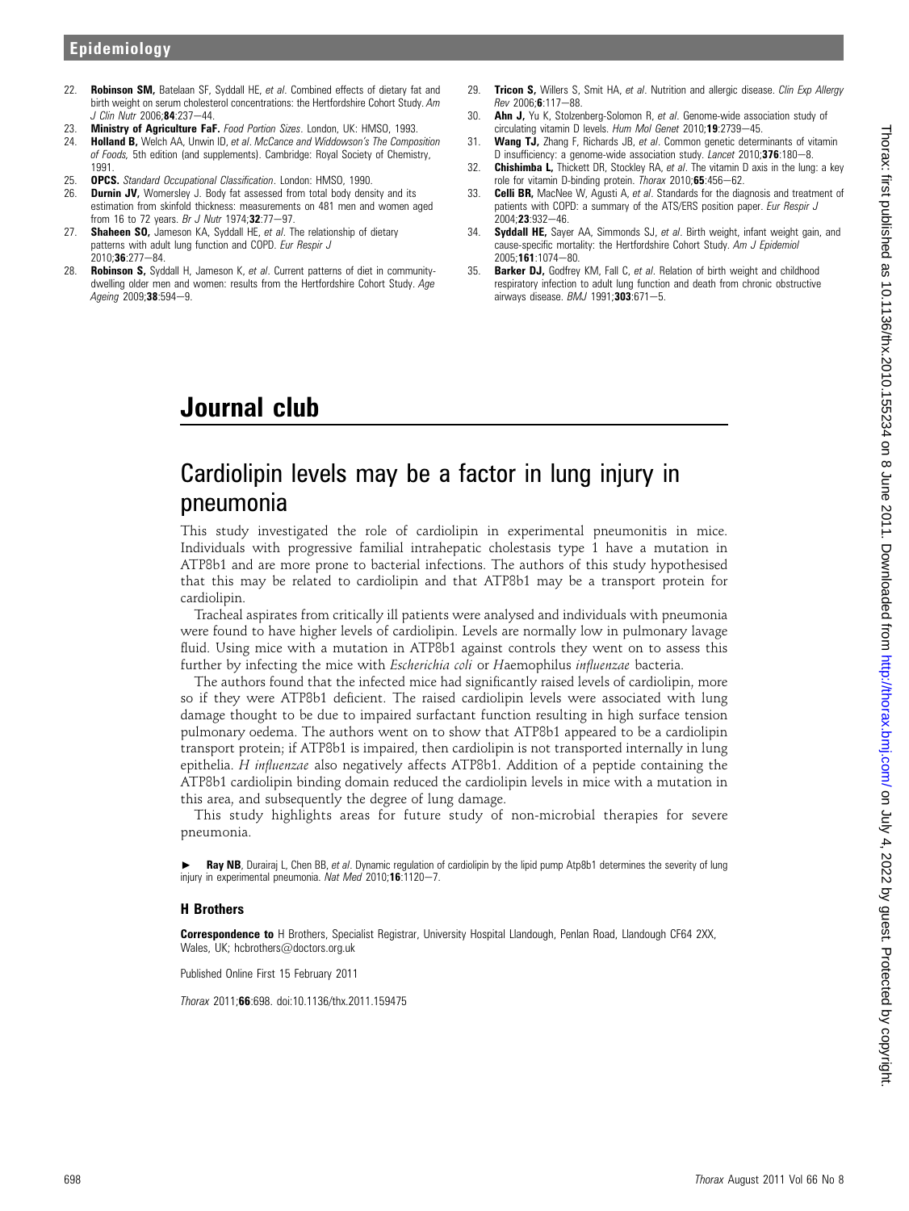22. **Robinson SM,** Batelaan SF, Syddall HE, *et al*. Combined effects of dietary fat and birth weight on serum cholesterol concentrations: the Hertfordshire Cohort Study. *Am J Clin Nutr* 2006;**84**:237–44.
23. **Ministry of Agriculture FaF.** *Food Portion Sizes*. London, UK: HMSO, 1993.
24. **Holland B,** Welch AA, Unwin ID, *et al*. *McCance and Widdowson's The Composition of Foods,* 5th edition (and supplements). Cambridge: Royal Society of Chemistry, 1991.
25. **OPCS.** *Standard Occupational Classification*. London: HMSO, 1990.
26. **Durnin JV,** Womersley J. Body fat assessed from total body density and its estimation from skinfold thickness: measurements on 481 men and women aged from 16 to 72 years. *Br J Nutr* 1974;**32**:77–97.
27. **Shaheen SO,** Jameson KA, Syddall HE, *et al*. The relationship of dietary patterns with adult lung function and COPD. *Eur Respir J* 2010;**36**:277–84.
28. **Robinson S,** Syddall H, Jameson K, *et al*. Current patterns of diet in community-dwelling older men and women: results from the Hertfordshire Cohort Study. *Age Ageing* 2009;**38**:594–9.
29. **Tricon S,** Willers S, Smit HA, *et al*. Nutrition and allergic disease. *Clin Exp Allergy Rev* 2006;**6**:117–88.
30. **Ahn J,** Yu K, Stolzenberg-Solomon R, *et al*. Genome-wide association study of circulating vitamin D levels. *Hum Mol Genet* 2010;**19**:2739–45.
31. **Wang TJ,** Zhang F, Richards JB, *et al*. Common genetic determinants of vitamin D insufficiency: a genome-wide association study. *Lancet* 2010;**376**:180–8.
32. **Chishimba L,** Thickett DR, Stockley RA, *et al*. The vitamin D axis in the lung: a key role for vitamin D-binding protein. *Thorax* 2010;**65**:456–62.
33. **Celli BR,** MacNee W, Agusti A, *et al*. Standards for the diagnosis and treatment of patients with COPD: a summary of the ATS/ERS position paper. *Eur Respir J* 2004;**23**:932–46.
34. **Syddall HE,** Sayer AA, Simmonds SJ, *et al*. Birth weight, infant weight gain, and cause-specific mortality: the Hertfordshire Cohort Study. *Am J Epidemiol* 2005;**161**:1074–80.
35. **Barker DJ,** Godfrey KM, Fall C, *et al*. Relation of birth weight and childhood respiratory infection to adult lung function and death from chronic obstructive airways disease. *BMJ* 1991;**303**:671–5.

# Journal club

## Cardiolipin levels may be a factor in lung injury in pneumonia

This study investigated the role of cardiolipin in experimental pneumonitis in mice. Individuals with progressive familial intrahepatic cholestasis type 1 have a mutation in ATP8b1 and are more prone to bacterial infections. The authors of this study hypothesised that this may be related to cardiolipin and that ATP8b1 may be a transport protein for cardiolipin.

Tracheal aspirates from critically ill patients were analysed and individuals with pneumonia were found to have higher levels of cardiolipin. Levels are normally low in pulmonary lavage fluid. Using mice with a mutation in ATP8b1 against controls they went on to assess this further by infecting the mice with *Escherichia coli* or *H*aemophilus *influenzae* bacteria.

The authors found that the infected mice had significantly raised levels of cardiolipin, more so if they were ATP8b1 deficient. The raised cardiolipin levels were associated with lung damage thought to be due to impaired surfactant function resulting in high surface tension pulmonary oedema. The authors went on to show that ATP8b1 appeared to be a cardiolipin transport protein; if ATP8b1 is impaired, then cardiolipin is not transported internally in lung epithelia. *H influenzae* also negatively affects ATP8b1. Addition of a peptide containing the ATP8b1 cardiolipin binding domain reduced the cardiolipin levels in mice with a mutation in this area, and subsequently the degree of lung damage.

This study highlights areas for future study of non-microbial therapies for severe pneumonia.

► **Ray NB**, Durairaj L, Chen BB, *et al*. Dynamic regulation of cardiolipin by the lipid pump Atp8b1 determines the severity of lung injury in experimental pneumonia. *Nat Med* 2010;**16**:1120–7.

**H Brothers**

**Correspondence to** H Brothers, Specialist Registrar, University Hospital Llandough, Penlan Road, Llandough CF64 2XX, Wales, UK; hcbrothers@doctors.org.uk

Published Online First 15 February 2011

*Thorax* 2011;**66**:698. doi:10.1136/thx.2011.159475